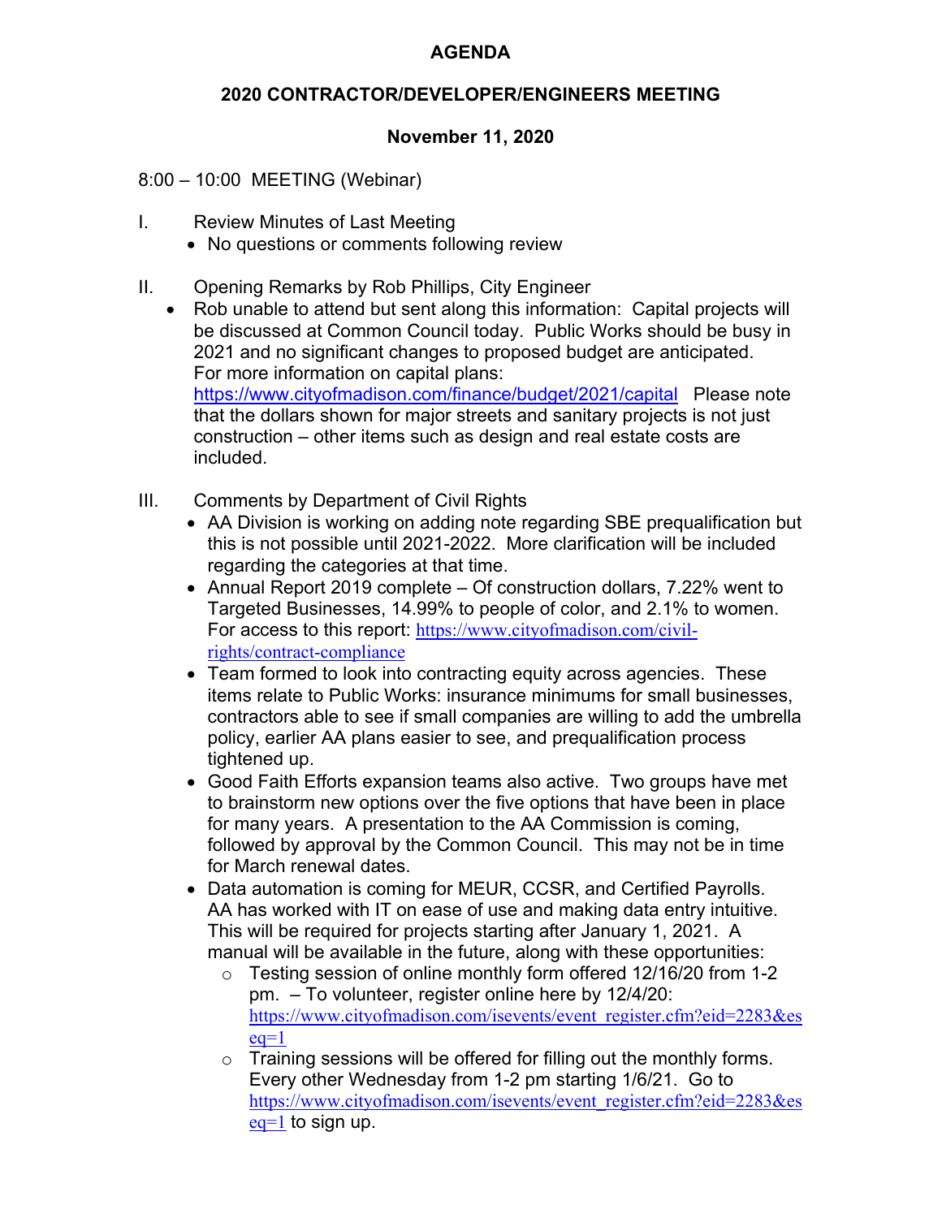# AGENDA

## 2020 CONTRACTOR/DEVELOPER/ENGINEERS MEETING

### November 11, 2020

8:00 – 10:00 MEETING (Webinar)

I. Review Minutes of Last Meeting
   - No questions or comments following review

II. Opening Remarks by Rob Phillips, City Engineer
   - Rob unable to attend but sent along this information: Capital projects will be discussed at Common Council today. Public Works should be busy in 2021 and no significant changes to proposed budget are anticipated. For more information on capital plans: https://www.cityofmadison.com/finance/budget/2021/capital Please note that the dollars shown for major streets and sanitary projects is not just construction – other items such as design and real estate costs are included.

III. Comments by Department of Civil Rights
   - AA Division is working on adding note regarding SBE prequalification but this is not possible until 2021-2022. More clarification will be included regarding the categories at that time.
   - Annual Report 2019 complete – Of construction dollars, 7.22% went to Targeted Businesses, 14.99% to people of color, and 2.1% to women. For access to this report: https://www.cityofmadison.com/civil-rights/contract-compliance
   - Team formed to look into contracting equity across agencies. These items relate to Public Works: insurance minimums for small businesses, contractors able to see if small companies are willing to add the umbrella policy, earlier AA plans easier to see, and prequalification process tightened up.
   - Good Faith Efforts expansion teams also active. Two groups have met to brainstorm new options over the five options that have been in place for many years. A presentation to the AA Commission is coming, followed by approval by the Common Council. This may not be in time for March renewal dates.
   - Data automation is coming for MEUR, CCSR, and Certified Payrolls. AA has worked with IT on ease of use and making data entry intuitive. This will be required for projects starting after January 1, 2021. A manual will be available in the future, along with these opportunities:
     - Testing session of online monthly form offered 12/16/20 from 1-2 pm. – To volunteer, register online here by 12/4/20: https://www.cityofmadison.com/isevents/event_register.cfm?eid=2283&eseq=1
     - Training sessions will be offered for filling out the monthly forms. Every other Wednesday from 1-2 pm starting 1/6/21. Go to https://www.cityofmadison.com/isevents/event_register.cfm?eid=2283&eseq=1 to sign up.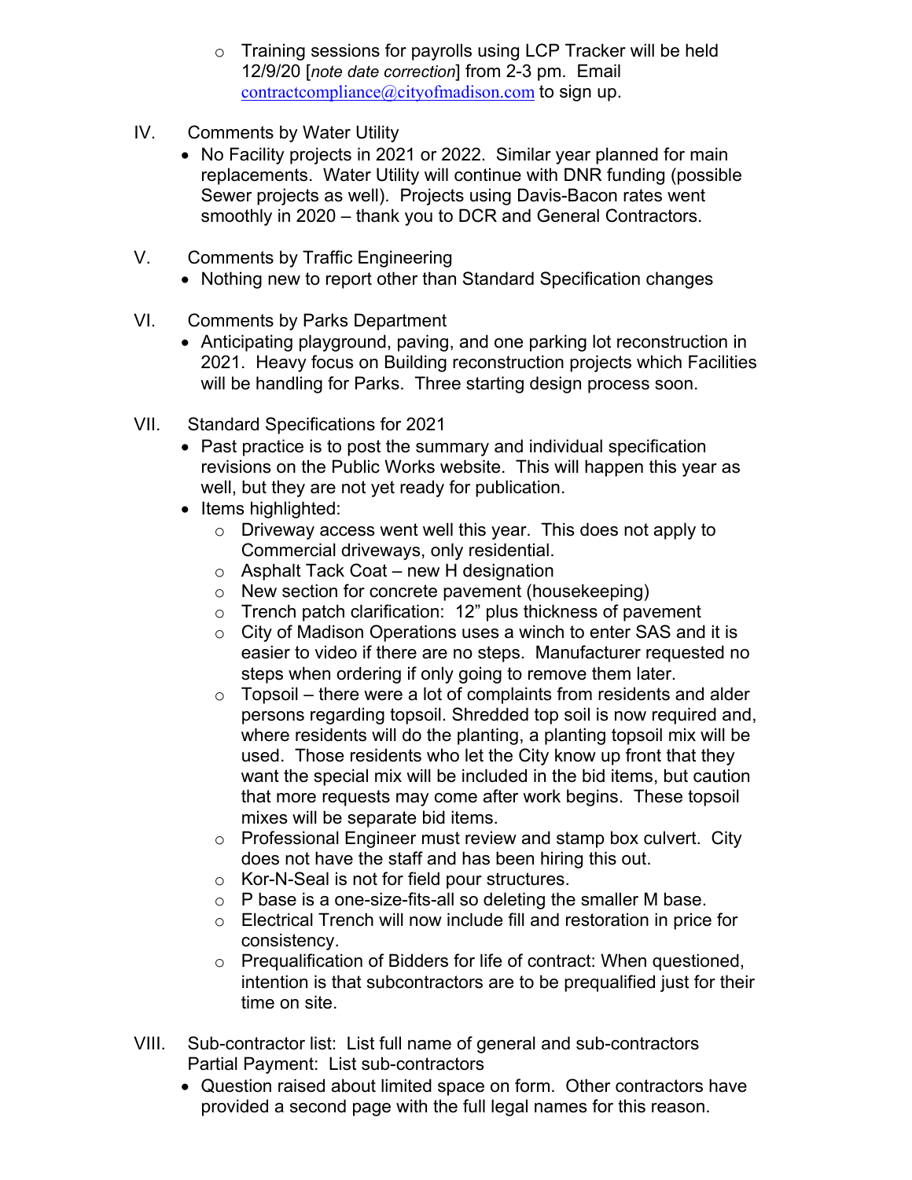- Training sessions for payrolls using LCP Tracker will be held 12/9/20 [*note date correction*] from 2-3 pm. Email contractcompliance@cityofmadison.com to sign up.

IV. Comments by Water Utility
- No Facility projects in 2021 or 2022. Similar year planned for main replacements. Water Utility will continue with DNR funding (possible Sewer projects as well). Projects using Davis-Bacon rates went smoothly in 2020 – thank you to DCR and General Contractors.

V. Comments by Traffic Engineering
- Nothing new to report other than Standard Specification changes

VI. Comments by Parks Department
- Anticipating playground, paving, and one parking lot reconstruction in 2021. Heavy focus on Building reconstruction projects which Facilities will be handling for Parks. Three starting design process soon.

VII. Standard Specifications for 2021
- Past practice is to post the summary and individual specification revisions on the Public Works website. This will happen this year as well, but they are not yet ready for publication.
- Items highlighted:
  - Driveway access went well this year. This does not apply to Commercial driveways, only residential.
  - Asphalt Tack Coat – new H designation
  - New section for concrete pavement (housekeeping)
  - Trench patch clarification: 12" plus thickness of pavement
  - City of Madison Operations uses a winch to enter SAS and it is easier to video if there are no steps. Manufacturer requested no steps when ordering if only going to remove them later.
  - Topsoil – there were a lot of complaints from residents and alder persons regarding topsoil. Shredded top soil is now required and, where residents will do the planting, a planting topsoil mix will be used. Those residents who let the City know up front that they want the special mix will be included in the bid items, but caution that more requests may come after work begins. These topsoil mixes will be separate bid items.
  - Professional Engineer must review and stamp box culvert. City does not have the staff and has been hiring this out.
  - Kor-N-Seal is not for field pour structures.
  - P base is a one-size-fits-all so deleting the smaller M base.
  - Electrical Trench will now include fill and restoration in price for consistency.
  - Prequalification of Bidders for life of contract: When questioned, intention is that subcontractors are to be prequalified just for their time on site.

VIII. Sub-contractor list: List full name of general and sub-contractors
Partial Payment: List sub-contractors
- Question raised about limited space on form. Other contractors have provided a second page with the full legal names for this reason.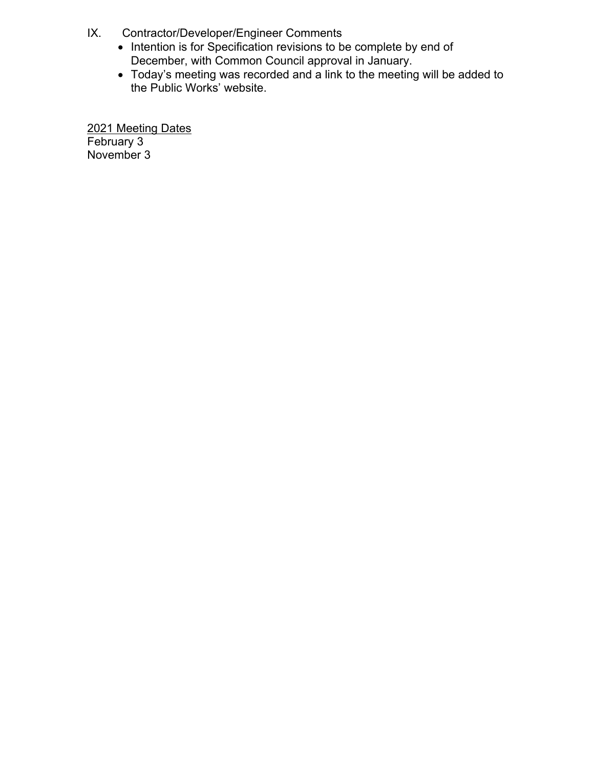IX. Contractor/Developer/Engineer Comments

- Intention is for Specification revisions to be complete by end of December, with Common Council approval in January.
- Today's meeting was recorded and a link to the meeting will be added to the Public Works' website.

<u>2021 Meeting Dates</u>
February 3
November 3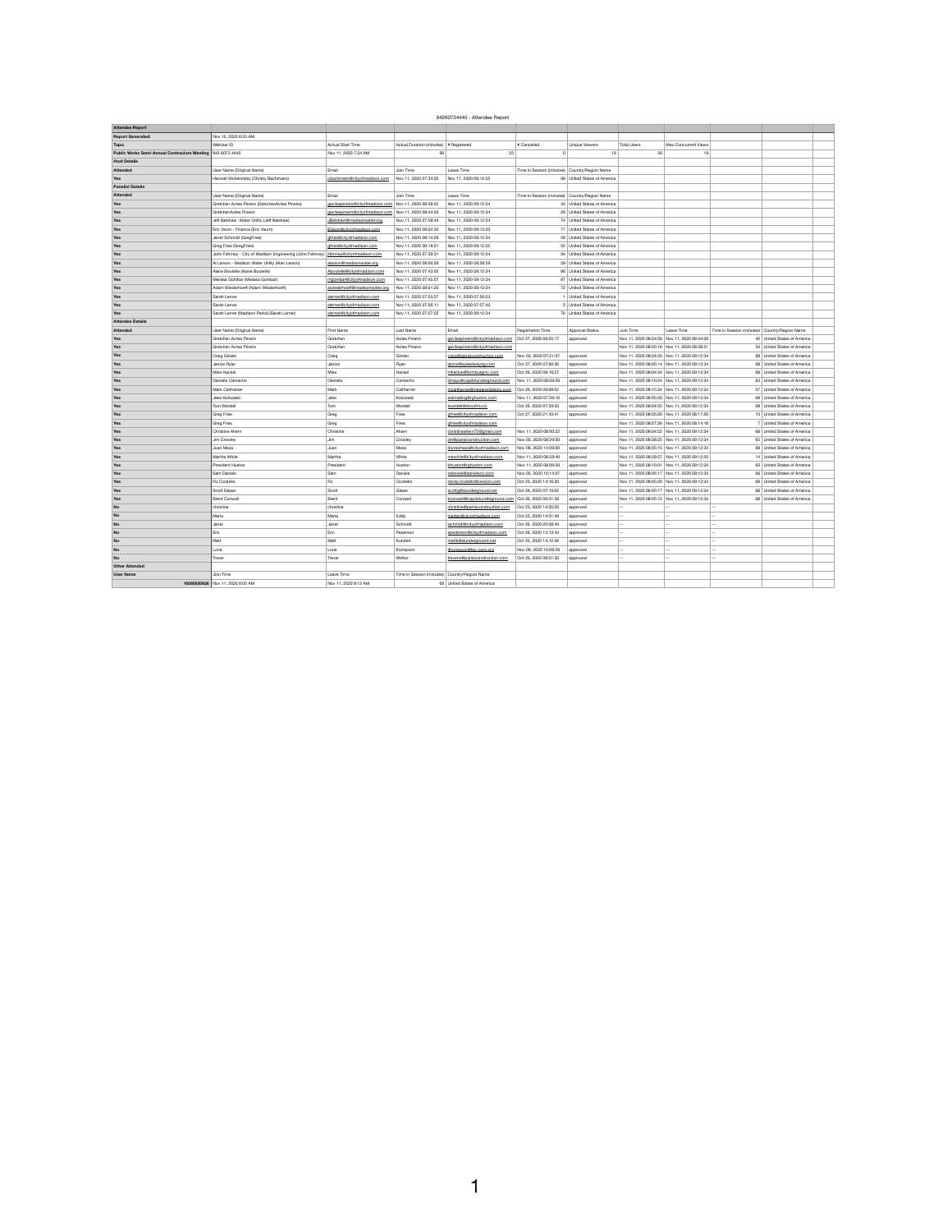94260734440 - Attendee Report

| Attendee Report | | | | | | | | | | |
|---|---|---|---|---|---|---|---|---|---|---|
| Report Generated: | Nov 13, 2020 8:55 AM | | | | | | | | | |
| Topic | Webinar ID | Actual Start Time | Actual Duration (minutes) | # Registered | # Cancelled | Unique Viewers | Total Users | Max Concurrent Views | | |
| Public Works Semi-Annual Contractors Meeting | 942 6073 4440 | Nov 11, 2020 7:34 AM | 99 | 25 | 0 | 18 | 36 | 19 | | |
| Host Details | | | | | | | | | | |
| Attended | User Name (Original Name) | Email | Join Time | Leave Time | Time in Session (minutes) | Country/Region Name | | | | |
| Yes | Hannah Mohelnitzky (Christy Bachmann) | cbachmann@cityofmadison.com | Nov 11, 2020 07:34:05 | Nov 11, 2020 09:12:35 | 99 | United States of America | | | | |
| Panelist Details | | | | | | | | | | |
| Attended | User Name (Original Name) | Email | Join Time | Leave Time | Time in Session (minutes) | Country/Region Name | | | | |
| Yes | Gretchen Aviles Pineiro (GretchenAviles Pineiro) | gavilespineiro@cityofmadison.com | Nov 11, 2020 08:38:52 | Nov 11, 2020 09:12:34 | 34 | United States of America | | | | |
| Yes | GretchenAviles Pineiro | gavilespineiro@cityofmadison.com | Nov 11, 2020 08:44:29 | Nov 11, 2020 09:12:34 | 29 | United States of America | | | | |
| Yes | Jeff Belshaw -Water Utility (Jeff Belshaw) | JBelshaw@madisonwater.org | Nov 11, 2020 07:58:44 | Nov 11, 2020 09:12:34 | 74 | United States of America | | | | |
| Yes | Eric Veum - Finance (Eric Veum) | EVeum@cityofmadison.com | Nov 11, 2020 08:02:32 | Nov 11, 2020 09:13:20 | 71 | United States of America | | | | |
| Yes | Janet Schmidt (GregFries) | gfries@cityofmadison.com | Nov 11, 2020 08:14:29 | Nov 11, 2020 09:12:34 | 59 | United States of America | | | | |
| Yes | Greg Fries (GregFries) | gfries@cityofmadison.com | Nov 11, 2020 08:18:01 | Nov 11, 2020 09:12:35 | 55 | United States of America | | | | |
| Yes | John Fahrney - City of Madison Engineering (John Fahrney) | jfahrney@cityofmadison.com | Nov 11, 2020 07:39:31 | Nov 11, 2020 09:12:34 | 94 | United States of America | | | | |
| Yes | Al Larson - Madison Water Utility (Alan Larson) | alarson@madisonwater.org | Nov 11, 2020 08:00:29 | Nov 11, 2020 08:58:59 | 59 | United States of America | | | | |
| Yes | Alane Boutelle (Alane Boutelle) | Aboutelle@cityofmadison.com | Nov 11, 2020 07:43:03 | Nov 11, 2020 09:12:34 | 90 | United States of America | | | | |
| Yes | Melissa Gombar (Melissa Gombar) | mgombar@cityofmadison.com | Nov 11, 2020 07:45:57 | Nov 11, 2020 09:12:34 | 87 | United States of America | | | | |
| Yes | Adam Wiederhoeft (Adam Wiederhoeft) | awiederhoeft@madisonwater.org | Nov 11, 2020 08:01:20 | Nov 11, 2020 09:12:34 | 72 | United States of America | | | | |
| Yes | Sarah Lerner | slerner@cityofmadison.com | Nov 11, 2020 07:55:57 | Nov 11, 2020 07:56:53 | 1 | United States of America | | | | |
| Yes | Sarah Lerner | slerner@cityofmadison.com | Nov 11, 2020 07:56:11 | Nov 11, 2020 07:57:40 | 2 | United States of America | | | | |
| Yes | Sarah Lerner (Madison Parks) (Sarah Lerner) | slerner@cityofmadison.com | Nov 11, 2020 07:57:22 | Nov 11, 2020 09:12:34 | 76 | United States of America | | | | |
| Attendee Details | | | | | | | | | | |
| Attended | User Name (Original Name) | First Name | Last Name | Email | Registration Time | Approval Status | Join Time | Leave Time | Time in Session (minutes) | Country/Region Name |
| Yes | Gretchen Aviles Pineiro | Gretchen | Aviles Pineiro | gavilespineiro@cityofmadison.com | Oct 27, 2020 08:05:17 | approved | Nov 11, 2020 08:04:56 | Nov 11, 2020 08:44:29 | 40 | United States of America |
| Yes | Gretchen Aviles Pineiro | Gretchen | Aviles Pineiro | gavilespineiro@cityofmadison.com | | | Nov 11, 2020 08:05:16 | Nov 11, 2020 08:38:51 | 34 | United States of America |
| Yes | Craig Gilnski | Craig | Gilnski | craig@parisiconstruction.com | Nov 02, 2020 07:21:07 | approved | Nov 11, 2020 08:04:55 | Nov 11, 2020 09:12:34 | 68 | United States of America |
| Yes | Janice Ryan | Janice | Ryan | janice@speedwaysg.com | Oct 27, 2020 07:30:36 | approved | Nov 11, 2020 08:05:14 | Nov 11, 2020 09:12:34 | 68 | United States of America |
| Yes | Mike Hackel | Mike | Hackel | mhackel@thornburginc.com | Oct 26, 2020 08:16:07 | approved | Nov 11, 2020 08:04:54 | Nov 11, 2020 09:12:34 | 68 | United States of America |
| Yes | Danielle Camacho | Danielle | Camacho | dmayo@capitolunderground.com | Nov 11, 2020 08:09:59 | approved | Nov 11, 2020 08:10:24 | Nov 11, 2020 09:12:34 | 63 | United States of America |
| Yes | Mark Calthamer | Mark | Calthamer | mcalthamer@meyerentalsinc.com | Oct 26, 2020 09:09:52 | approved | Nov 11, 2020 08:15:34 | Nov 11, 2020 09:12:34 | 57 | United States of America |
| Yes | Jake Kolczeski | Jake | Kolczeski | estimating@rghuston.com | Nov 11, 2020 07:59:16 | approved | Nov 11, 2020 08:05:20 | Nov 11, 2020 09:12:34 | 68 | United States of America |
| Yes | Tom Wordell | Tom | Wordell | twordell@dcoofric.cc | Oct 26, 2020 07:39:33 | approved | Nov 11, 2020 08:04:55 | Nov 11, 2020 09:12:34 | 68 | United States of America |
| Yes | Greg Fries | Greg | Fries | gfries@cityofmadison.com | Oct 27, 2020 21:43:41 | approved | Nov 11, 2020 08:05:00 | Nov 11, 2020 08:17:50 | 13 | United States of America |
| Yes | Greg Fries | Greg | Fries | gfries@cityofmadison.com | | | Nov 11, 2020 08:07:26 | Nov 11, 2020 08:14:18 | 7 | United States of America |
| Yes | Christine Ahern | Christine | Ahern | christineahern72@gmail.com | Nov 11, 2020 08:00:32 | approved | Nov 11, 2020 08:04:52 | Nov 11, 2020 09:12:34 | 68 | United States of America |
| Yes | Jim Crowley | Jim | Crowley | jim@parisiconstruction.com | Nov 03, 2020 08:29:00 | approved | Nov 11, 2020 08:08:25 | Nov 11, 2020 09:12:34 | 65 | United States of America |
| Yes | Juan Meza | Juan | Meza | jtorresmeza@cityofmadison.com | Nov 06, 2020 14:09:56 | approved | Nov 11, 2020 08:05:15 | Nov 11, 2020 09:12:34 | 68 | United States of America |
| Yes | Martha White | Martha | White | mwwhite@cityofmadison.com | Nov 11, 2020 08:58:49 | approved | Nov 11, 2020 08:58:57 | Nov 11, 2020 09:12:35 | 14 | United States of America |
| Yes | President Huston | President | Huston | bhuston@rghuston.com | Nov 11, 2020 08:09:39 | approved | Nov 11, 2020 08:10:01 | Nov 11, 2020 09:12:34 | 63 | United States of America |
| Yes | Sam Daniels | Sam | Daniels | sdaniels@danielsco.com | Nov 05, 2020 10:14:07 | approved | Nov 11, 2020 08:05:17 | Nov 11, 2020 09:12:34 | 68 | United States of America |
| Yes | RJ Cicatello | RJ | Cicatello | randy-cicatello@verizon.com | Oct 23, 2020 14:16:30 | approved | Nov 11, 2020 08:05:20 | Nov 11, 2020 09:12:34 | 68 | United States of America |
| Yes | Scott Glaser | Scott | Glaser | scottg@slunderground.net | Oct 26, 2020 07:19:52 | approved | Nov 11, 2020 08:05:17 | Nov 11, 2020 09:12:34 | 68 | United States of America |
| Yes | Brent Conwell | Brent | Conwell | bconwell@capitolunderground.com | Oct 26, 2020 09:01:39 | approved | Nov 11, 2020 08:05:12 | Nov 11, 2020 09:12:34 | 68 | United States of America |
| No | christine | christine | | christine@parisiconstruction.com | Oct 23, 2020 14:05:20 | approved | -- | -- | -- | |
| No | Marla | Marla | Eddy | meddy@cityofmadison.com | Oct 23, 2020 14:01:49 | approved | -- | -- | -- | |
| No | Janet | Janet | Schmidt | jschmidt@cityofmadison.com | Oct 26, 2020 20:08:49 | approved | -- | -- | -- | |
| No | Eric | Eric | Pederson | epederson@cityofmadison.com | Oct 26, 2020 13:12:43 | approved | -- | -- | -- | |
| No | Matt | Matt | Kundert | mattk@slunderground.net | Oct 25, 2020 14:12:36 | approved | -- | -- | -- | |
| No | Lorie | Lorie | thompson | lthompson@fac-corp.org | Nov 06, 2020 10:08:58 | approved | -- | -- | -- | |
| No | Trever | Trever | Wetter | trevew@parisiconstruction.com | Oct 26, 2020 08:01:30 | approved | -- | -- | -- | |
| Other Attended | | | | | | | | | | |
| User Name | Join Time | Leave Time | Time in Session (minutes) | Country/Region Name | | | | | | |
| 16088830626 | Nov 11, 2020 8:05 AM | Nov 11, 2020 9:12 AM | 68 | United States of America | | | | | | |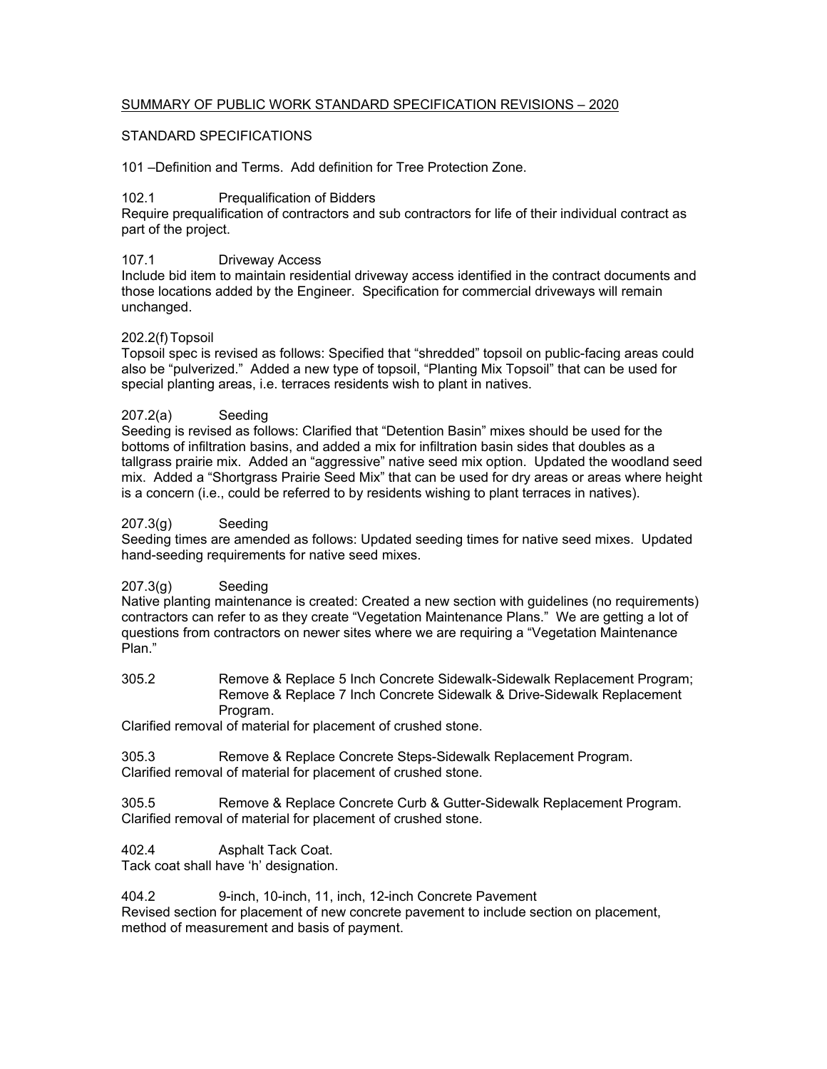SUMMARY OF PUBLIC WORK STANDARD SPECIFICATION REVISIONS – 2020

STANDARD SPECIFICATIONS

101 –Definition and Terms. Add definition for Tree Protection Zone.

102.1 Prequalification of Bidders

Require prequalification of contractors and sub contractors for life of their individual contract as part of the project.

107.1 Driveway Access

Include bid item to maintain residential driveway access identified in the contract documents and those locations added by the Engineer. Specification for commercial driveways will remain unchanged.

202.2(f) Topsoil

Topsoil spec is revised as follows: Specified that "shredded" topsoil on public-facing areas could also be "pulverized." Added a new type of topsoil, "Planting Mix Topsoil" that can be used for special planting areas, i.e. terraces residents wish to plant in natives.

207.2(a) Seeding

Seeding is revised as follows: Clarified that "Detention Basin" mixes should be used for the bottoms of infiltration basins, and added a mix for infiltration basin sides that doubles as a tallgrass prairie mix. Added an "aggressive" native seed mix option. Updated the woodland seed mix. Added a "Shortgrass Prairie Seed Mix" that can be used for dry areas or areas where height is a concern (i.e., could be referred to by residents wishing to plant terraces in natives).

207.3(g) Seeding

Seeding times are amended as follows: Updated seeding times for native seed mixes. Updated hand-seeding requirements for native seed mixes.

207.3(g) Seeding

Native planting maintenance is created: Created a new section with guidelines (no requirements) contractors can refer to as they create "Vegetation Maintenance Plans." We are getting a lot of questions from contractors on newer sites where we are requiring a "Vegetation Maintenance Plan."

305.2 Remove & Replace 5 Inch Concrete Sidewalk-Sidewalk Replacement Program; Remove & Replace 7 Inch Concrete Sidewalk & Drive-Sidewalk Replacement Program.

Clarified removal of material for placement of crushed stone.

305.3 Remove & Replace Concrete Steps-Sidewalk Replacement Program.

Clarified removal of material for placement of crushed stone.

305.5 Remove & Replace Concrete Curb & Gutter-Sidewalk Replacement Program.

Clarified removal of material for placement of crushed stone.

402.4 Asphalt Tack Coat.

Tack coat shall have 'h' designation.

404.2 9-inch, 10-inch, 11, inch, 12-inch Concrete Pavement

Revised section for placement of new concrete pavement to include section on placement, method of measurement and basis of payment.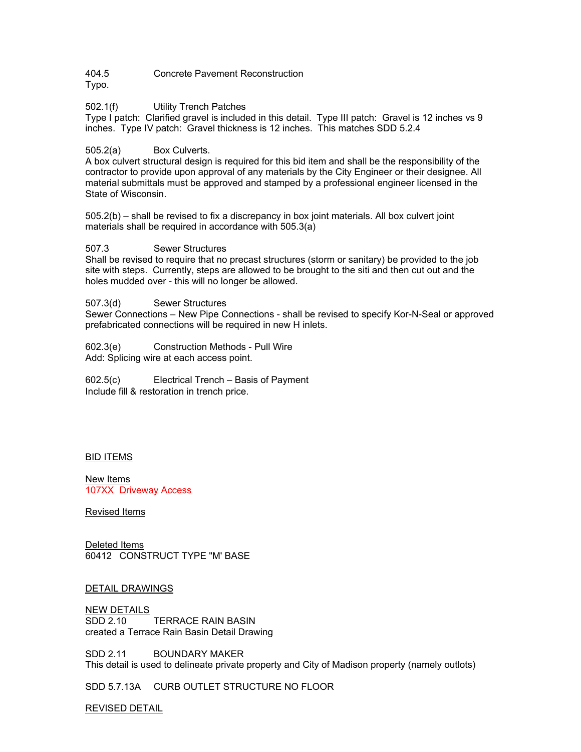404.5 Concrete Pavement Reconstruction
Typo.

502.1(f) Utility Trench Patches
Type I patch: Clarified gravel is included in this detail. Type III patch: Gravel is 12 inches vs 9 inches. Type IV patch: Gravel thickness is 12 inches. This matches SDD 5.2.4

505.2(a) Box Culverts.
A box culvert structural design is required for this bid item and shall be the responsibility of the contractor to provide upon approval of any materials by the City Engineer or their designee. All material submittals must be approved and stamped by a professional engineer licensed in the State of Wisconsin.

505.2(b) – shall be revised to fix a discrepancy in box joint materials. All box culvert joint materials shall be required in accordance with 505.3(a)

507.3 Sewer Structures
Shall be revised to require that no precast structures (storm or sanitary) be provided to the job site with steps. Currently, steps are allowed to be brought to the siti and then cut out and the holes mudded over - this will no longer be allowed.

507.3(d) Sewer Structures
Sewer Connections – New Pipe Connections - shall be revised to specify Kor-N-Seal or approved prefabricated connections will be required in new H inlets.

602.3(e) Construction Methods - Pull Wire
Add: Splicing wire at each access point.

602.5(c) Electrical Trench – Basis of Payment
Include fill & restoration in trench price.

BID ITEMS

New Items
107XX Driveway Access

Revised Items

Deleted Items
60412 CONSTRUCT TYPE "M' BASE

DETAIL DRAWINGS

NEW DETAILS
SDD 2.10 TERRACE RAIN BASIN
created a Terrace Rain Basin Detail Drawing

SDD 2.11 BOUNDARY MAKER
This detail is used to delineate private property and City of Madison property (namely outlots)

SDD 5.7.13A CURB OUTLET STRUCTURE NO FLOOR

REVISED DETAIL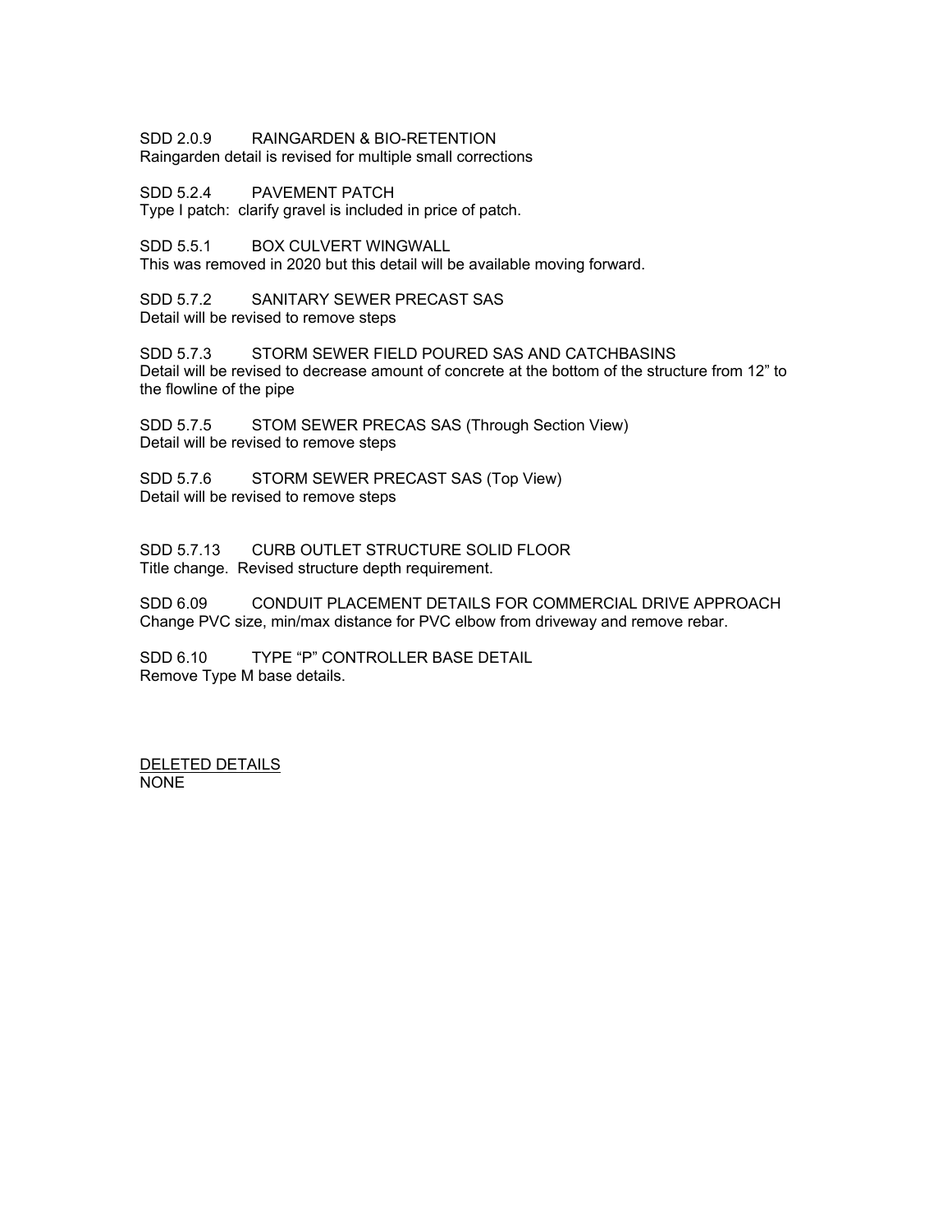SDD 2.0.9 RAINGARDEN & BIO-RETENTION
Raingarden detail is revised for multiple small corrections

SDD 5.2.4 PAVEMENT PATCH
Type I patch: clarify gravel is included in price of patch.

SDD 5.5.1 BOX CULVERT WINGWALL
This was removed in 2020 but this detail will be available moving forward.

SDD 5.7.2 SANITARY SEWER PRECAST SAS
Detail will be revised to remove steps

SDD 5.7.3 STORM SEWER FIELD POURED SAS AND CATCHBASINS
Detail will be revised to decrease amount of concrete at the bottom of the structure from 12" to the flowline of the pipe

SDD 5.7.5 STOM SEWER PRECAS SAS (Through Section View)
Detail will be revised to remove steps

SDD 5.7.6 STORM SEWER PRECAST SAS (Top View)
Detail will be revised to remove steps

SDD 5.7.13 CURB OUTLET STRUCTURE SOLID FLOOR
Title change. Revised structure depth requirement.

SDD 6.09 CONDUIT PLACEMENT DETAILS FOR COMMERCIAL DRIVE APPROACH
Change PVC size, min/max distance for PVC elbow from driveway and remove rebar.

SDD 6.10 TYPE "P" CONTROLLER BASE DETAIL
Remove Type M base details.

<u>DELETED DETAILS</u>
NONE